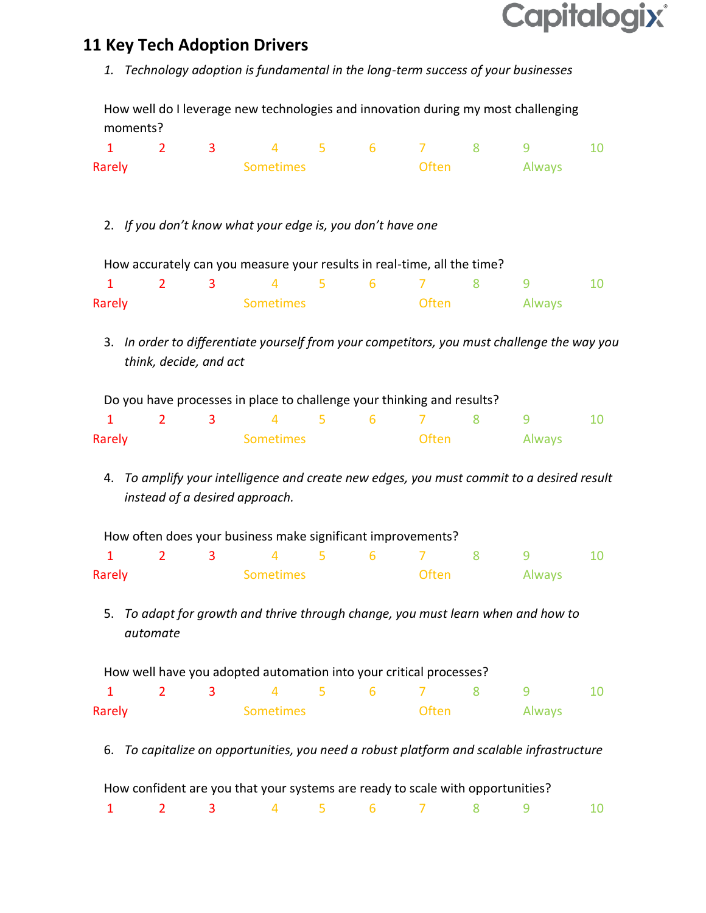## 11 Key Tech Adoption Drivers

1. *Technology adoption is fundamental in the long-term success of your businesses*

   How well do I leverage new technologies and innovation during my most challenging moments?

   1 2 3 4 5 6 7 8 9 10

   Rarely Sometimes Often Always

2. *If you don't know what your edge is, you don't have one*

   How accurately can you measure your results in real-time, all the time?

   1 2 3 4 5 6 7 8 9 10

   Rarely Sometimes Often Always

3. *In order to differentiate yourself from your competitors, you must challenge the way you think, decide, and act*

   Do you have processes in place to challenge your thinking and results?

   1 2 3 4 5 6 7 8 9 10

   Rarely Sometimes Often Always

4. *To amplify your intelligence and create new edges, you must commit to a desired result instead of a desired approach.*

   How often does your business make significant improvements?

   1 2 3 4 5 6 7 8 9 10

   Rarely Sometimes Often Always

5. *To adapt for growth and thrive through change, you must learn when and how to automate*

   How well have you adopted automation into your critical processes?

   1 2 3 4 5 6 7 8 9 10

   Rarely Sometimes Often Always

6. *To capitalize on opportunities, you need a robust platform and scalable infrastructure*

   How confident are you that your systems are ready to scale with opportunities?

   1 2 3 4 5 6 7 8 9 10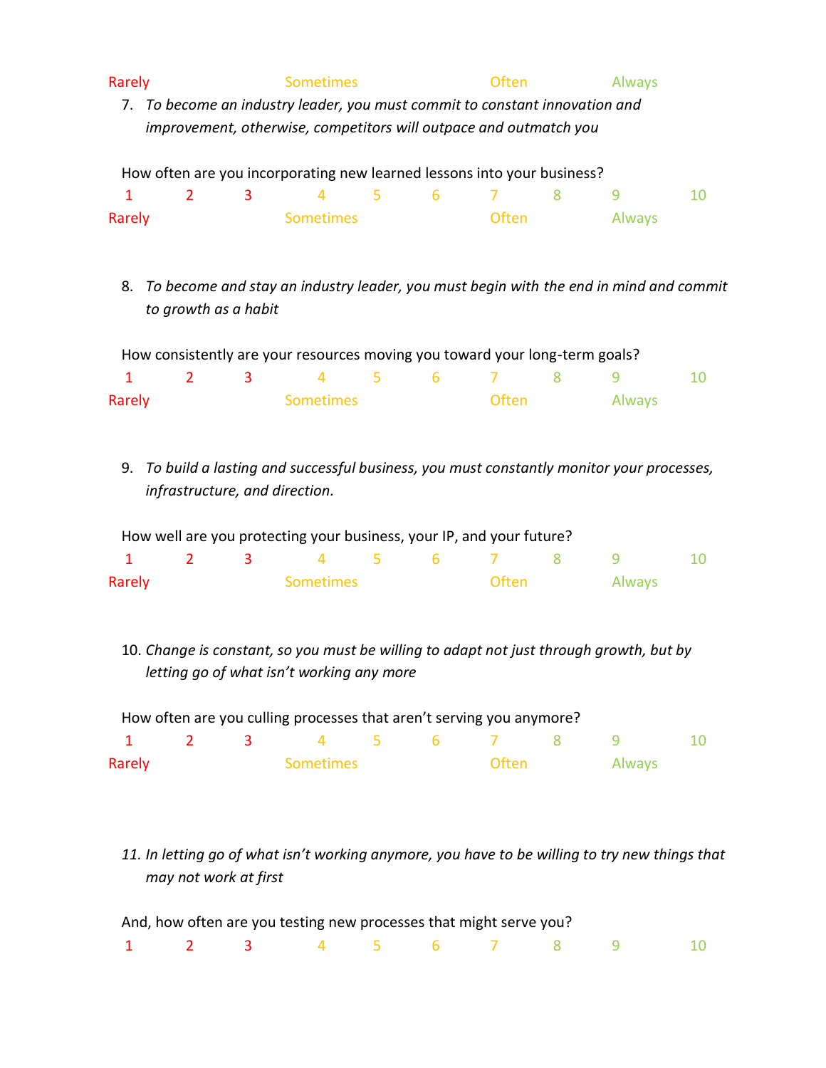Rarely Sometimes Often Always

7. *To become an industry leader, you must commit to constant innovation and improvement, otherwise, competitors will outpace and outmatch you*

How often are you incorporating new learned lessons into your business?

1 2 3 4 5 6 7 8 9 10

Rarely Sometimes Often Always

8. *To become and stay an industry leader, you must begin with the end in mind and commit to growth as a habit*

How consistently are your resources moving you toward your long-term goals?

1 2 3 4 5 6 7 8 9 10

Rarely Sometimes Often Always

9. *To build a lasting and successful business, you must constantly monitor your processes, infrastructure, and direction.*

How well are you protecting your business, your IP, and your future?

1 2 3 4 5 6 7 8 9 10

Rarely Sometimes Often Always

10. *Change is constant, so you must be willing to adapt not just through growth, but by letting go of what isn't working any more*

How often are you culling processes that aren't serving you anymore?

1 2 3 4 5 6 7 8 9 10

Rarely Sometimes Often Always

11. *In letting go of what isn't working anymore, you have to be willing to try new things that may not work at first*

And, how often are you testing new processes that might serve you?

1 2 3 4 5 6 7 8 9 10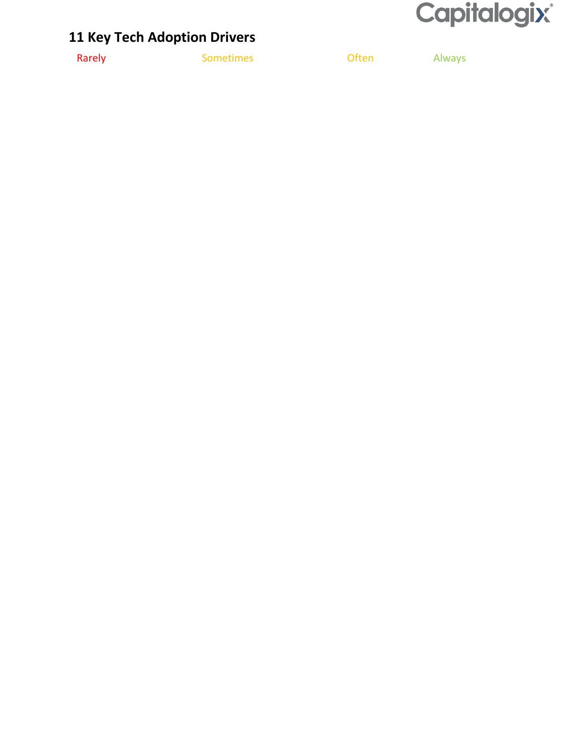# 11 Key Tech Adoption Drivers

Rarely Sometimes Often Always